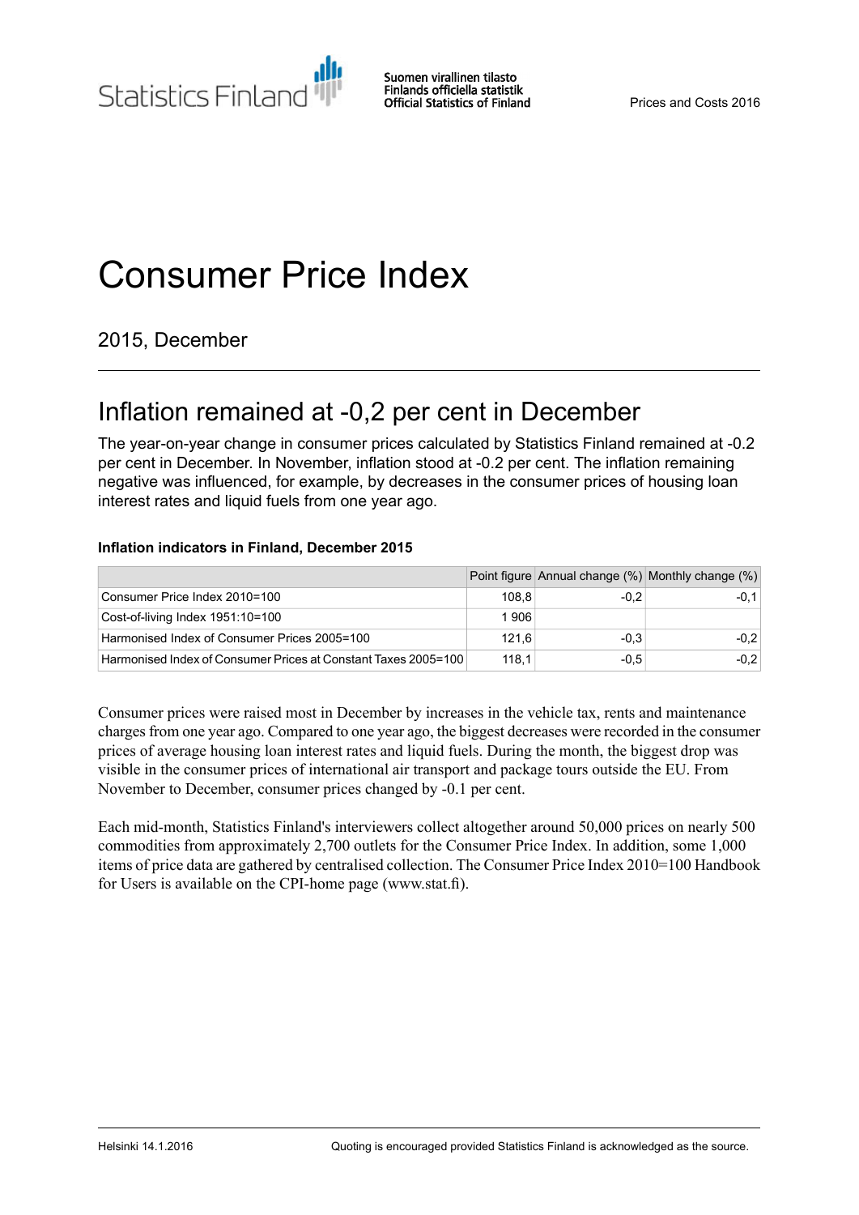# Consumer Price Index

2015, December

## Inflation remained at -0,2 per cent in December

The year-on-year change in consumer prices calculated by Statistics Finland remained at -0.2 per cent in December. In November, inflation stood at -0.2 per cent. The inflation remaining negative was influenced, for example, by decreases in the consumer prices of housing loan interest rates and liquid fuels from one year ago.

**Inflation indicators in Finland, December 2015**

| | Point figure | Annual change (%) | Monthly change (%) |
|---|---|---|---|
| Consumer Price Index 2010=100 | 108,8 | -0,2 | -0,1 |
| Cost-of-living Index 1951:10=100 | 1 906 | | |
| Harmonised Index of Consumer Prices 2005=100 | 121,6 | -0,3 | -0,2 |
| Harmonised Index of Consumer Prices at Constant Taxes 2005=100 | 118,1 | -0,5 | -0,2 |

Consumer prices were raised most in December by increases in the vehicle tax, rents and maintenance charges from one year ago. Compared to one year ago, the biggest decreases were recorded in the consumer prices of average housing loan interest rates and liquid fuels. During the month, the biggest drop was visible in the consumer prices of international air transport and package tours outside the EU. From November to December, consumer prices changed by -0.1 per cent.

Each mid-month, Statistics Finland's interviewers collect altogether around 50,000 prices on nearly 500 commodities from approximately 2,700 outlets for the Consumer Price Index. In addition, some 1,000 items of price data are gathered by centralised collection. The Consumer Price Index 2010=100 Handbook for Users is available on the CPI-home page (www.stat.fi).

Helsinki 14.1.2016 Quoting is encouraged provided Statistics Finland is acknowledged as the source.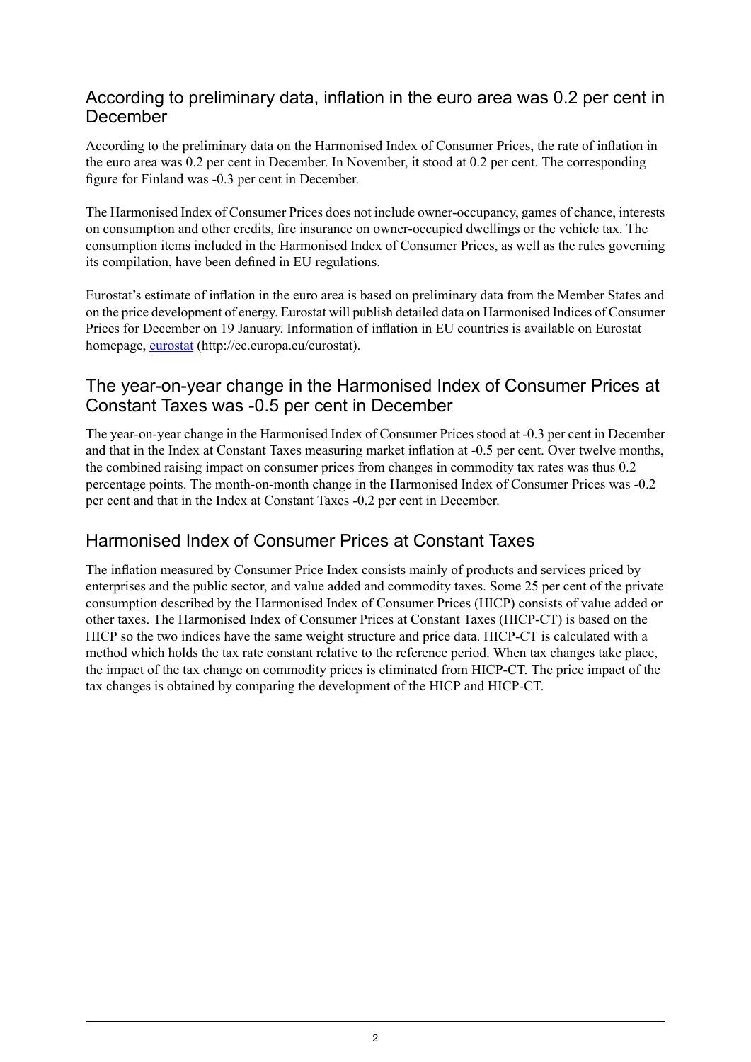## According to preliminary data, inflation in the euro area was 0.2 per cent in December

According to the preliminary data on the Harmonised Index of Consumer Prices, the rate of inflation in the euro area was 0.2 per cent in December. In November, it stood at 0.2 per cent. The corresponding figure for Finland was -0.3 per cent in December.

The Harmonised Index of Consumer Prices does not include owner-occupancy, games of chance, interests on consumption and other credits, fire insurance on owner-occupied dwellings or the vehicle tax. The consumption items included in the Harmonised Index of Consumer Prices, as well as the rules governing its compilation, have been defined in EU regulations.

Eurostat's estimate of inflation in the euro area is based on preliminary data from the Member States and on the price development of energy. Eurostat will publish detailed data on Harmonised Indices of Consumer Prices for December on 19 January. Information of inflation in EU countries is available on Eurostat homepage, [eurostat](http://ec.europa.eu/eurostat) (http://ec.europa.eu/eurostat).

## The year-on-year change in the Harmonised Index of Consumer Prices at Constant Taxes was -0.5 per cent in December

The year-on-year change in the Harmonised Index of Consumer Prices stood at -0.3 per cent in December and that in the Index at Constant Taxes measuring market inflation at -0.5 per cent. Over twelve months, the combined raising impact on consumer prices from changes in commodity tax rates was thus 0.2 percentage points. The month-on-month change in the Harmonised Index of Consumer Prices was -0.2 per cent and that in the Index at Constant Taxes -0.2 per cent in December.

## Harmonised Index of Consumer Prices at Constant Taxes

The inflation measured by Consumer Price Index consists mainly of products and services priced by enterprises and the public sector, and value added and commodity taxes. Some 25 per cent of the private consumption described by the Harmonised Index of Consumer Prices (HICP) consists of value added or other taxes. The Harmonised Index of Consumer Prices at Constant Taxes (HICP-CT) is based on the HICP so the two indices have the same weight structure and price data. HICP-CT is calculated with a method which holds the tax rate constant relative to the reference period. When tax changes take place, the impact of the tax change on commodity prices is eliminated from HICP-CT. The price impact of the tax changes is obtained by comparing the development of the HICP and HICP-CT.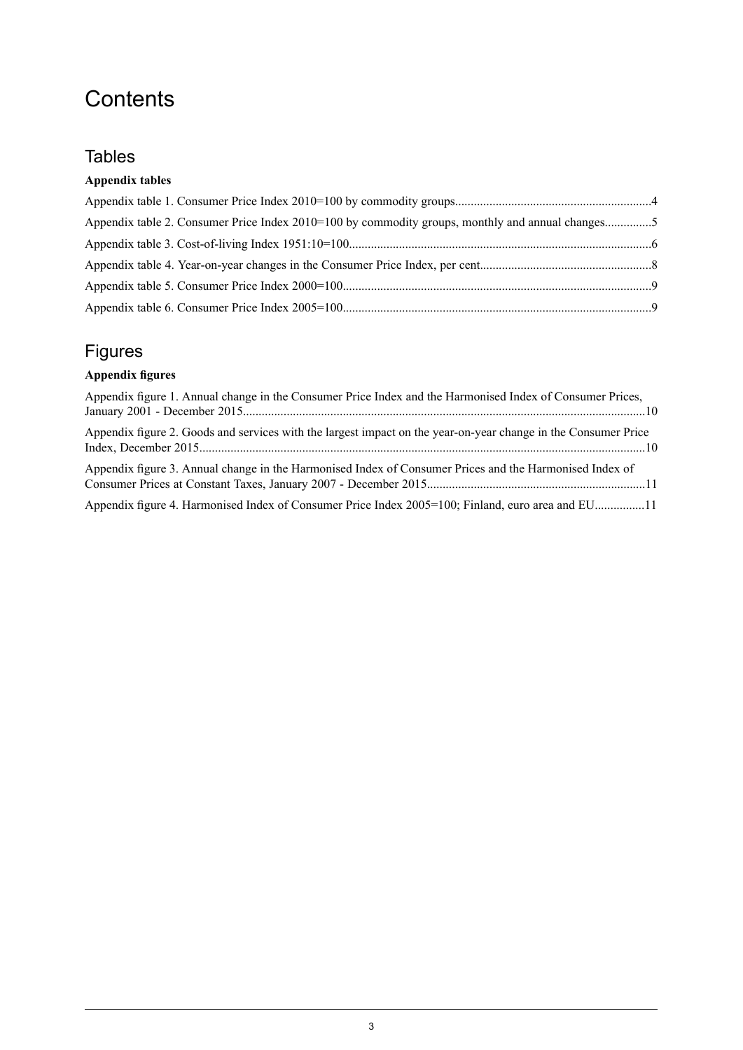# Contents

## Tables

**Appendix tables**

Appendix table 1. Consumer Price Index 2010=100 by commodity groups..............................................................4

Appendix table 2. Consumer Price Index 2010=100 by commodity groups, monthly and annual changes...............5

Appendix table 3. Cost-of-living Index 1951:10=100................................................................................................6

Appendix table 4. Year-on-year changes in the Consumer Price Index, per cent......................................................8

Appendix table 5. Consumer Price Index 2000=100..................................................................................................9

Appendix table 6. Consumer Price Index 2005=100..................................................................................................9

## Figures

**Appendix figures**

Appendix figure 1. Annual change in the Consumer Price Index and the Harmonised Index of Consumer Prices, January 2001 - December 2015................................................................................................................................10

Appendix figure 2. Goods and services with the largest impact on the year-on-year change in the Consumer Price Index, December 2015.............................................................................................................................................10

Appendix figure 3. Annual change in the Harmonised Index of Consumer Prices and the Harmonised Index of Consumer Prices at Constant Taxes, January 2007 - December 2015.....................................................................11

Appendix figure 4. Harmonised Index of Consumer Price Index 2005=100; Finland, euro area and EU................11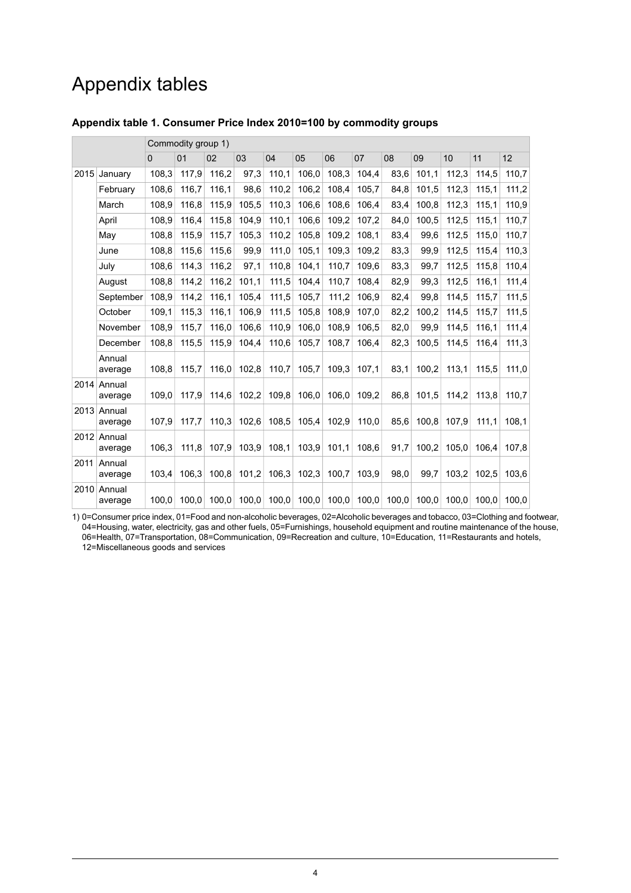# Appendix tables

### Appendix table 1. Consumer Price Index 2010=100 by commodity groups

| | | Commodity group 1) | | | | | | | | | | | | |
|---|---|---|---|---|---|---|---|---|---|---|---|---|---|---|
| | | 0 | 01 | 02 | 03 | 04 | 05 | 06 | 07 | 08 | 09 | 10 | 11 | 12 |
| 2015 | January | 108,3 | 117,9 | 116,2 | 97,3 | 110,1 | 106,0 | 108,3 | 104,4 | 83,6 | 101,1 | 112,3 | 114,5 | 110,7 |
| | February | 108,6 | 116,7 | 116,1 | 98,6 | 110,2 | 106,2 | 108,4 | 105,7 | 84,8 | 101,5 | 112,3 | 115,1 | 111,2 |
| | March | 108,9 | 116,8 | 115,9 | 105,5 | 110,3 | 106,6 | 108,6 | 106,4 | 83,4 | 100,8 | 112,3 | 115,1 | 110,9 |
| | April | 108,9 | 116,4 | 115,8 | 104,9 | 110,1 | 106,6 | 109,2 | 107,2 | 84,0 | 100,5 | 112,5 | 115,1 | 110,7 |
| | May | 108,8 | 115,9 | 115,7 | 105,3 | 110,2 | 105,8 | 109,2 | 108,1 | 83,4 | 99,6 | 112,5 | 115,0 | 110,7 |
| | June | 108,8 | 115,6 | 115,6 | 99,9 | 111,0 | 105,1 | 109,3 | 109,2 | 83,3 | 99,9 | 112,5 | 115,4 | 110,3 |
| | July | 108,6 | 114,3 | 116,2 | 97,1 | 110,8 | 104,1 | 110,7 | 109,6 | 83,3 | 99,7 | 112,5 | 115,8 | 110,4 |
| | August | 108,8 | 114,2 | 116,2 | 101,1 | 111,5 | 104,4 | 110,7 | 108,4 | 82,9 | 99,3 | 112,5 | 116,1 | 111,4 |
| | September | 108,9 | 114,2 | 116,1 | 105,4 | 111,5 | 105,7 | 111,2 | 106,9 | 82,4 | 99,8 | 114,5 | 115,7 | 111,5 |
| | October | 109,1 | 115,3 | 116,1 | 106,9 | 111,5 | 105,8 | 108,9 | 107,0 | 82,2 | 100,2 | 114,5 | 115,7 | 111,5 |
| | November | 108,9 | 115,7 | 116,0 | 106,6 | 110,9 | 106,0 | 108,9 | 106,5 | 82,0 | 99,9 | 114,5 | 116,1 | 111,4 |
| | December | 108,8 | 115,5 | 115,9 | 104,4 | 110,6 | 105,7 | 108,7 | 106,4 | 82,3 | 100,5 | 114,5 | 116,4 | 111,3 |
| | Annual average | 108,8 | 115,7 | 116,0 | 102,8 | 110,7 | 105,7 | 109,3 | 107,1 | 83,1 | 100,2 | 113,1 | 115,5 | 111,0 |
| 2014 | Annual average | 109,0 | 117,9 | 114,6 | 102,2 | 109,8 | 106,0 | 106,0 | 109,2 | 86,8 | 101,5 | 114,2 | 113,8 | 110,7 |
| 2013 | Annual average | 107,9 | 117,7 | 110,3 | 102,6 | 108,5 | 105,4 | 102,9 | 110,0 | 85,6 | 100,8 | 107,9 | 111,1 | 108,1 |
| 2012 | Annual average | 106,3 | 111,8 | 107,9 | 103,9 | 108,1 | 103,9 | 101,1 | 108,6 | 91,7 | 100,2 | 105,0 | 106,4 | 107,8 |
| 2011 | Annual average | 103,4 | 106,3 | 100,8 | 101,2 | 106,3 | 102,3 | 100,7 | 103,9 | 98,0 | 99,7 | 103,2 | 102,5 | 103,6 |
| 2010 | Annual average | 100,0 | 100,0 | 100,0 | 100,0 | 100,0 | 100,0 | 100,0 | 100,0 | 100,0 | 100,0 | 100,0 | 100,0 | 100,0 |

1) 0=Consumer price index, 01=Food and non-alcoholic beverages, 02=Alcoholic beverages and tobacco, 03=Clothing and footwear, 04=Housing, water, electricity, gas and other fuels, 05=Furnishings, household equipment and routine maintenance of the house, 06=Health, 07=Transportation, 08=Communication, 09=Recreation and culture, 10=Education, 11=Restaurants and hotels, 12=Miscellaneous goods and services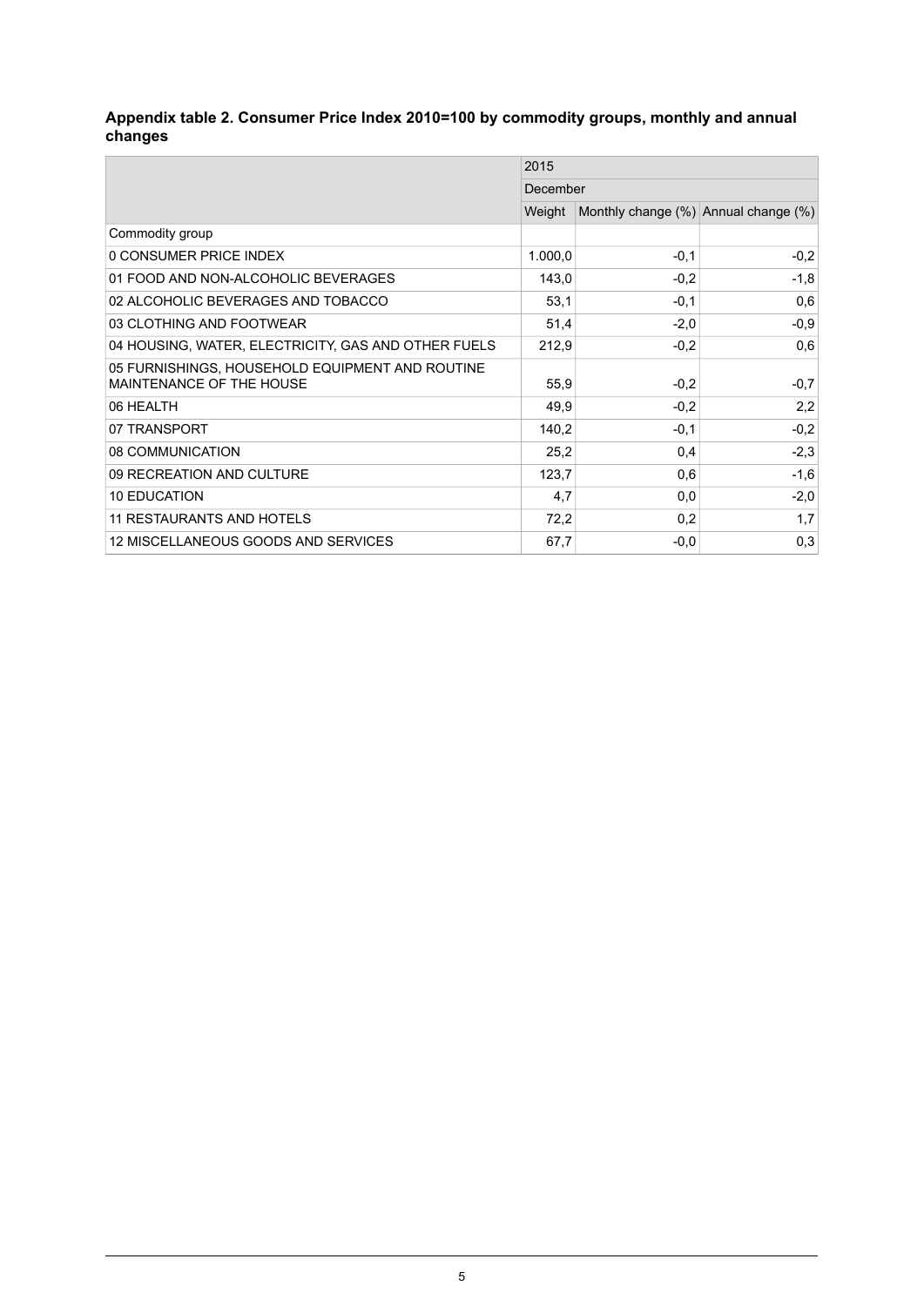**Appendix table 2. Consumer Price Index 2010=100 by commodity groups, monthly and annual changes**

| | 2015 | | |
|---|---|---|---|
| | December | | |
| | Weight | Monthly change (%) | Annual change (%) |
| Commodity group | | | |
| 0 CONSUMER PRICE INDEX | 1.000,0 | -0,1 | -0,2 |
| 01 FOOD AND NON-ALCOHOLIC BEVERAGES | 143,0 | -0,2 | -1,8 |
| 02 ALCOHOLIC BEVERAGES AND TOBACCO | 53,1 | -0,1 | 0,6 |
| 03 CLOTHING AND FOOTWEAR | 51,4 | -2,0 | -0,9 |
| 04 HOUSING, WATER, ELECTRICITY, GAS AND OTHER FUELS | 212,9 | -0,2 | 0,6 |
| 05 FURNISHINGS, HOUSEHOLD EQUIPMENT AND ROUTINE MAINTENANCE OF THE HOUSE | 55,9 | -0,2 | -0,7 |
| 06 HEALTH | 49,9 | -0,2 | 2,2 |
| 07 TRANSPORT | 140,2 | -0,1 | -0,2 |
| 08 COMMUNICATION | 25,2 | 0,4 | -2,3 |
| 09 RECREATION AND CULTURE | 123,7 | 0,6 | -1,6 |
| 10 EDUCATION | 4,7 | 0,0 | -2,0 |
| 11 RESTAURANTS AND HOTELS | 72,2 | 0,2 | 1,7 |
| 12 MISCELLANEOUS GOODS AND SERVICES | 67,7 | -0,0 | 0,3 |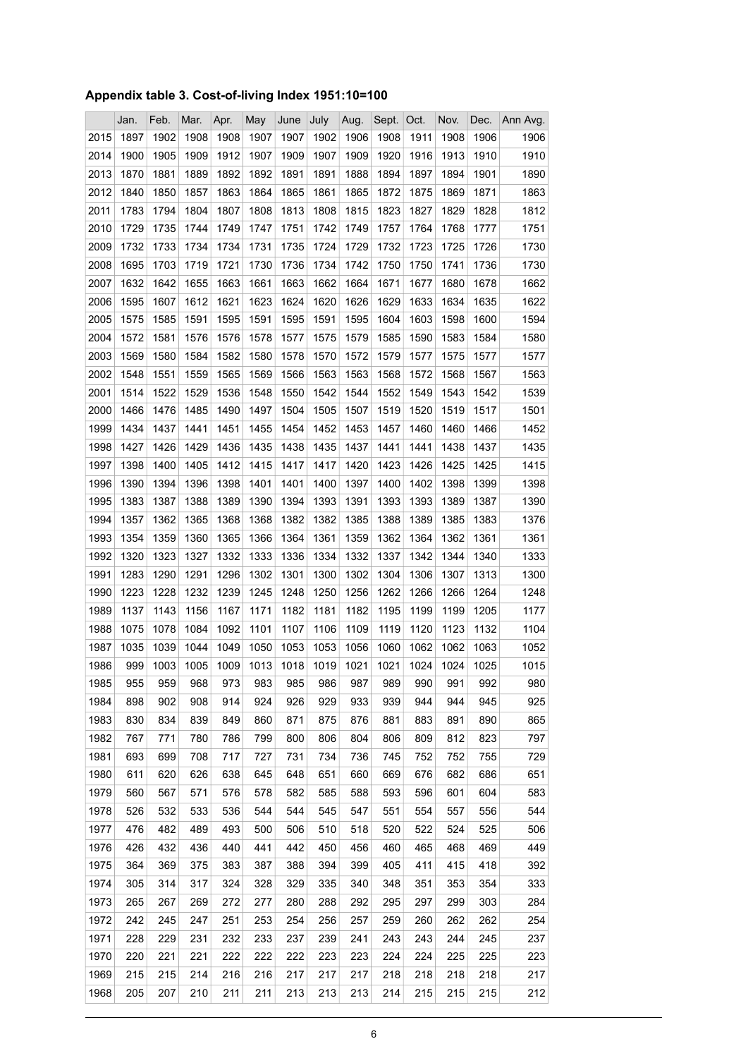**Appendix table 3. Cost-of-living Index 1951:10=100**

| | Jan. | Feb. | Mar. | Apr. | May | June | July | Aug. | Sept. | Oct. | Nov. | Dec. | Ann Avg. |
|---|---|---|---|---|---|---|---|---|---|---|---|---|---|
| 2015 | 1897 | 1902 | 1908 | 1908 | 1907 | 1907 | 1902 | 1906 | 1908 | 1911 | 1908 | 1906 | 1906 |
| 2014 | 1900 | 1905 | 1909 | 1912 | 1907 | 1909 | 1907 | 1909 | 1920 | 1916 | 1913 | 1910 | 1910 |
| 2013 | 1870 | 1881 | 1889 | 1892 | 1892 | 1891 | 1891 | 1888 | 1894 | 1897 | 1894 | 1901 | 1890 |
| 2012 | 1840 | 1850 | 1857 | 1863 | 1864 | 1865 | 1861 | 1865 | 1872 | 1875 | 1869 | 1871 | 1863 |
| 2011 | 1783 | 1794 | 1804 | 1807 | 1808 | 1813 | 1808 | 1815 | 1823 | 1827 | 1829 | 1828 | 1812 |
| 2010 | 1729 | 1735 | 1744 | 1749 | 1747 | 1751 | 1742 | 1749 | 1757 | 1764 | 1768 | 1777 | 1751 |
| 2009 | 1732 | 1733 | 1734 | 1734 | 1731 | 1735 | 1724 | 1729 | 1732 | 1723 | 1725 | 1726 | 1730 |
| 2008 | 1695 | 1703 | 1719 | 1721 | 1730 | 1736 | 1734 | 1742 | 1750 | 1750 | 1741 | 1736 | 1730 |
| 2007 | 1632 | 1642 | 1655 | 1663 | 1661 | 1663 | 1662 | 1664 | 1671 | 1677 | 1680 | 1678 | 1662 |
| 2006 | 1595 | 1607 | 1612 | 1621 | 1623 | 1624 | 1620 | 1626 | 1629 | 1633 | 1634 | 1635 | 1622 |
| 2005 | 1575 | 1585 | 1591 | 1595 | 1591 | 1595 | 1591 | 1595 | 1604 | 1603 | 1598 | 1600 | 1594 |
| 2004 | 1572 | 1581 | 1576 | 1576 | 1578 | 1577 | 1575 | 1579 | 1585 | 1590 | 1583 | 1584 | 1580 |
| 2003 | 1569 | 1580 | 1584 | 1582 | 1580 | 1578 | 1570 | 1572 | 1579 | 1577 | 1575 | 1577 | 1577 |
| 2002 | 1548 | 1551 | 1559 | 1565 | 1569 | 1566 | 1563 | 1563 | 1568 | 1572 | 1568 | 1567 | 1563 |
| 2001 | 1514 | 1522 | 1529 | 1536 | 1548 | 1550 | 1542 | 1544 | 1552 | 1549 | 1543 | 1542 | 1539 |
| 2000 | 1466 | 1476 | 1485 | 1490 | 1497 | 1504 | 1505 | 1507 | 1519 | 1520 | 1519 | 1517 | 1501 |
| 1999 | 1434 | 1437 | 1441 | 1451 | 1455 | 1454 | 1452 | 1453 | 1457 | 1460 | 1460 | 1466 | 1452 |
| 1998 | 1427 | 1426 | 1429 | 1436 | 1435 | 1438 | 1435 | 1437 | 1441 | 1441 | 1438 | 1437 | 1435 |
| 1997 | 1398 | 1400 | 1405 | 1412 | 1415 | 1417 | 1417 | 1420 | 1423 | 1426 | 1425 | 1425 | 1415 |
| 1996 | 1390 | 1394 | 1396 | 1398 | 1401 | 1401 | 1400 | 1397 | 1400 | 1402 | 1398 | 1399 | 1398 |
| 1995 | 1383 | 1387 | 1388 | 1389 | 1390 | 1394 | 1393 | 1391 | 1393 | 1393 | 1389 | 1387 | 1390 |
| 1994 | 1357 | 1362 | 1365 | 1368 | 1368 | 1382 | 1382 | 1385 | 1388 | 1389 | 1385 | 1383 | 1376 |
| 1993 | 1354 | 1359 | 1360 | 1365 | 1366 | 1364 | 1361 | 1359 | 1362 | 1364 | 1362 | 1361 | 1361 |
| 1992 | 1320 | 1323 | 1327 | 1332 | 1333 | 1336 | 1334 | 1332 | 1337 | 1342 | 1344 | 1340 | 1333 |
| 1991 | 1283 | 1290 | 1291 | 1296 | 1302 | 1301 | 1300 | 1302 | 1304 | 1306 | 1307 | 1313 | 1300 |
| 1990 | 1223 | 1228 | 1232 | 1239 | 1245 | 1248 | 1250 | 1256 | 1262 | 1266 | 1266 | 1264 | 1248 |
| 1989 | 1137 | 1143 | 1156 | 1167 | 1171 | 1182 | 1181 | 1182 | 1195 | 1199 | 1199 | 1205 | 1177 |
| 1988 | 1075 | 1078 | 1084 | 1092 | 1101 | 1107 | 1106 | 1109 | 1119 | 1120 | 1123 | 1132 | 1104 |
| 1987 | 1035 | 1039 | 1044 | 1049 | 1050 | 1053 | 1053 | 1056 | 1060 | 1062 | 1062 | 1063 | 1052 |
| 1986 | 999 | 1003 | 1005 | 1009 | 1013 | 1018 | 1019 | 1021 | 1021 | 1024 | 1024 | 1025 | 1015 |
| 1985 | 955 | 959 | 968 | 973 | 983 | 985 | 986 | 987 | 989 | 990 | 991 | 992 | 980 |
| 1984 | 898 | 902 | 908 | 914 | 924 | 926 | 929 | 933 | 939 | 944 | 944 | 945 | 925 |
| 1983 | 830 | 834 | 839 | 849 | 860 | 871 | 875 | 876 | 881 | 883 | 891 | 890 | 865 |
| 1982 | 767 | 771 | 780 | 786 | 799 | 800 | 806 | 804 | 806 | 809 | 812 | 823 | 797 |
| 1981 | 693 | 699 | 708 | 717 | 727 | 731 | 734 | 736 | 745 | 752 | 752 | 755 | 729 |
| 1980 | 611 | 620 | 626 | 638 | 645 | 648 | 651 | 660 | 669 | 676 | 682 | 686 | 651 |
| 1979 | 560 | 567 | 571 | 576 | 578 | 582 | 585 | 588 | 593 | 596 | 601 | 604 | 583 |
| 1978 | 526 | 532 | 533 | 536 | 544 | 544 | 545 | 547 | 551 | 554 | 557 | 556 | 544 |
| 1977 | 476 | 482 | 489 | 493 | 500 | 506 | 510 | 518 | 520 | 522 | 524 | 525 | 506 |
| 1976 | 426 | 432 | 436 | 440 | 441 | 442 | 450 | 456 | 460 | 465 | 468 | 469 | 449 |
| 1975 | 364 | 369 | 375 | 383 | 387 | 388 | 394 | 399 | 405 | 411 | 415 | 418 | 392 |
| 1974 | 305 | 314 | 317 | 324 | 328 | 329 | 335 | 340 | 348 | 351 | 353 | 354 | 333 |
| 1973 | 265 | 267 | 269 | 272 | 277 | 280 | 288 | 292 | 295 | 297 | 299 | 303 | 284 |
| 1972 | 242 | 245 | 247 | 251 | 253 | 254 | 256 | 257 | 259 | 260 | 262 | 262 | 254 |
| 1971 | 228 | 229 | 231 | 232 | 233 | 237 | 239 | 241 | 243 | 243 | 244 | 245 | 237 |
| 1970 | 220 | 221 | 221 | 222 | 222 | 222 | 223 | 223 | 224 | 224 | 225 | 225 | 223 |
| 1969 | 215 | 215 | 214 | 216 | 216 | 217 | 217 | 217 | 218 | 218 | 218 | 218 | 217 |
| 1968 | 205 | 207 | 210 | 211 | 211 | 213 | 213 | 213 | 214 | 215 | 215 | 215 | 212 |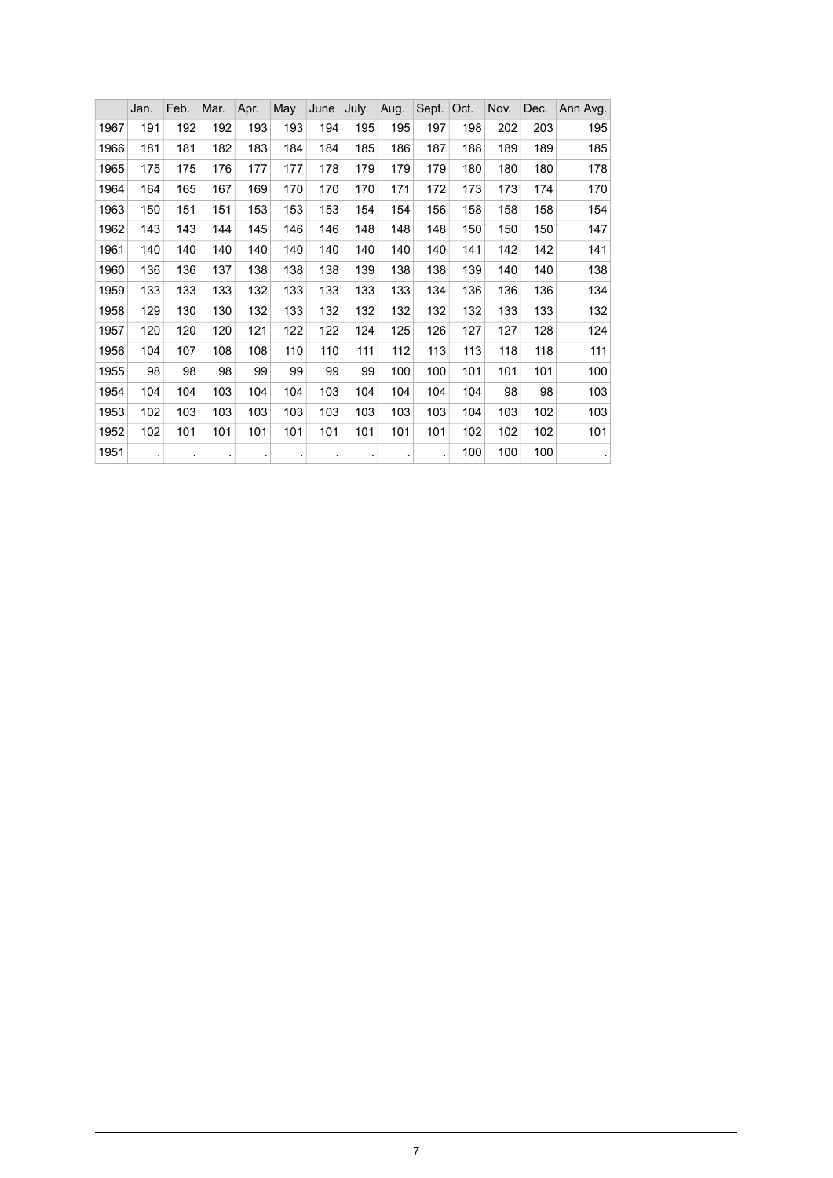| | Jan. | Feb. | Mar. | Apr. | May | June | July | Aug. | Sept. | Oct. | Nov. | Dec. | Ann Avg. |
|---|---|---|---|---|---|---|---|---|---|---|---|---|---|
| 1967 | 191 | 192 | 192 | 193 | 193 | 194 | 195 | 195 | 197 | 198 | 202 | 203 | 195 |
| 1966 | 181 | 181 | 182 | 183 | 184 | 184 | 185 | 186 | 187 | 188 | 189 | 189 | 185 |
| 1965 | 175 | 175 | 176 | 177 | 177 | 178 | 179 | 179 | 179 | 180 | 180 | 180 | 178 |
| 1964 | 164 | 165 | 167 | 169 | 170 | 170 | 170 | 171 | 172 | 173 | 173 | 174 | 170 |
| 1963 | 150 | 151 | 151 | 153 | 153 | 153 | 154 | 154 | 156 | 158 | 158 | 158 | 154 |
| 1962 | 143 | 143 | 144 | 145 | 146 | 146 | 148 | 148 | 148 | 150 | 150 | 150 | 147 |
| 1961 | 140 | 140 | 140 | 140 | 140 | 140 | 140 | 140 | 140 | 141 | 142 | 142 | 141 |
| 1960 | 136 | 136 | 137 | 138 | 138 | 138 | 139 | 138 | 138 | 139 | 140 | 140 | 138 |
| 1959 | 133 | 133 | 133 | 132 | 133 | 133 | 133 | 133 | 134 | 136 | 136 | 136 | 134 |
| 1958 | 129 | 130 | 130 | 132 | 133 | 132 | 132 | 132 | 132 | 132 | 133 | 133 | 132 |
| 1957 | 120 | 120 | 120 | 121 | 122 | 122 | 124 | 125 | 126 | 127 | 127 | 128 | 124 |
| 1956 | 104 | 107 | 108 | 108 | 110 | 110 | 111 | 112 | 113 | 113 | 118 | 118 | 111 |
| 1955 | 98 | 98 | 98 | 99 | 99 | 99 | 99 | 100 | 100 | 101 | 101 | 101 | 100 |
| 1954 | 104 | 104 | 103 | 104 | 104 | 103 | 104 | 104 | 104 | 104 | 98 | 98 | 103 |
| 1953 | 102 | 103 | 103 | 103 | 103 | 103 | 103 | 103 | 103 | 104 | 103 | 102 | 103 |
| 1952 | 102 | 101 | 101 | 101 | 101 | 101 | 101 | 101 | 101 | 102 | 102 | 102 | 101 |
| 1951 | . | . | . | . | . | . | . | . | . | 100 | 100 | 100 | . |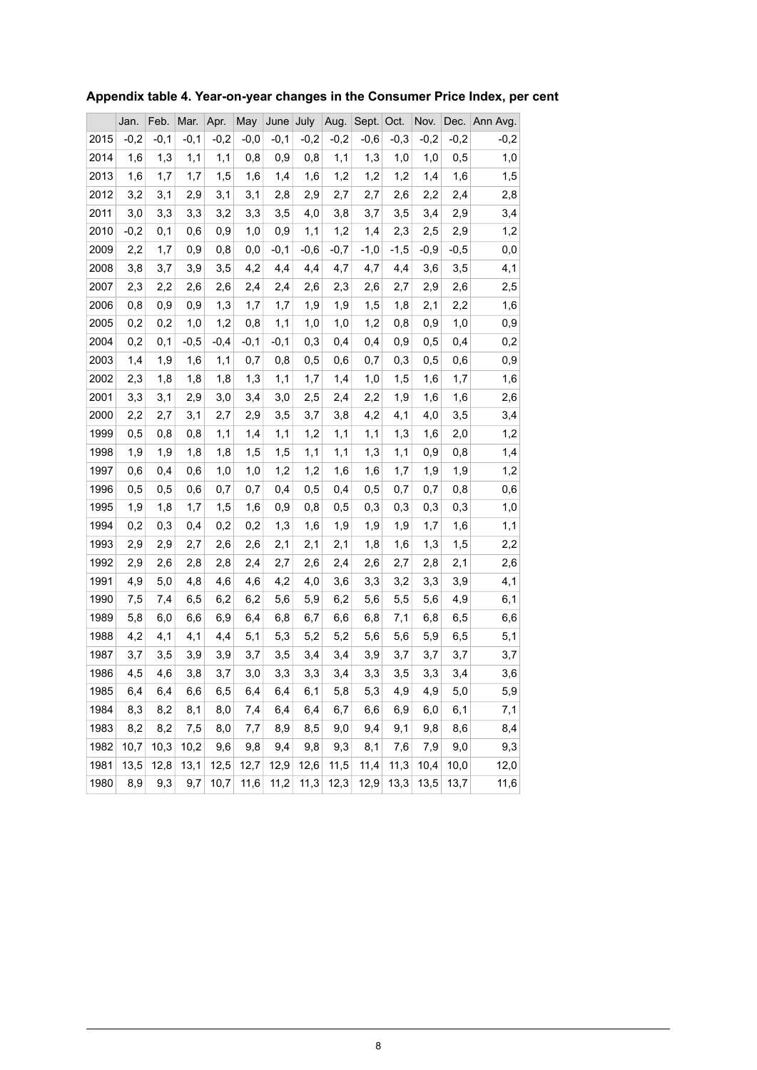**Appendix table 4. Year-on-year changes in the Consumer Price Index, per cent**

| | Jan. | Feb. | Mar. | Apr. | May | June | July | Aug. | Sept. | Oct. | Nov. | Dec. | Ann Avg. |
|---|---|---|---|---|---|---|---|---|---|---|---|---|---|
| 2015 | -0,2 | -0,1 | -0,1 | -0,2 | -0,0 | -0,1 | -0,2 | -0,2 | -0,6 | -0,3 | -0,2 | -0,2 | -0,2 |
| 2014 | 1,6 | 1,3 | 1,1 | 1,1 | 0,8 | 0,9 | 0,8 | 1,1 | 1,3 | 1,0 | 1,0 | 0,5 | 1,0 |
| 2013 | 1,6 | 1,7 | 1,7 | 1,5 | 1,6 | 1,4 | 1,6 | 1,2 | 1,2 | 1,2 | 1,4 | 1,6 | 1,5 |
| 2012 | 3,2 | 3,1 | 2,9 | 3,1 | 3,1 | 2,8 | 2,9 | 2,7 | 2,7 | 2,6 | 2,2 | 2,4 | 2,8 |
| 2011 | 3,0 | 3,3 | 3,3 | 3,2 | 3,3 | 3,5 | 4,0 | 3,8 | 3,7 | 3,5 | 3,4 | 2,9 | 3,4 |
| 2010 | -0,2 | 0,1 | 0,6 | 0,9 | 1,0 | 0,9 | 1,1 | 1,2 | 1,4 | 2,3 | 2,5 | 2,9 | 1,2 |
| 2009 | 2,2 | 1,7 | 0,9 | 0,8 | 0,0 | -0,1 | -0,6 | -0,7 | -1,0 | -1,5 | -0,9 | -0,5 | 0,0 |
| 2008 | 3,8 | 3,7 | 3,9 | 3,5 | 4,2 | 4,4 | 4,4 | 4,7 | 4,7 | 4,4 | 3,6 | 3,5 | 4,1 |
| 2007 | 2,3 | 2,2 | 2,6 | 2,6 | 2,4 | 2,4 | 2,6 | 2,3 | 2,6 | 2,7 | 2,9 | 2,6 | 2,5 |
| 2006 | 0,8 | 0,9 | 0,9 | 1,3 | 1,7 | 1,7 | 1,9 | 1,9 | 1,5 | 1,8 | 2,1 | 2,2 | 1,6 |
| 2005 | 0,2 | 0,2 | 1,0 | 1,2 | 0,8 | 1,1 | 1,0 | 1,0 | 1,2 | 0,8 | 0,9 | 1,0 | 0,9 |
| 2004 | 0,2 | 0,1 | -0,5 | -0,4 | -0,1 | -0,1 | 0,3 | 0,4 | 0,4 | 0,9 | 0,5 | 0,4 | 0,2 |
| 2003 | 1,4 | 1,9 | 1,6 | 1,1 | 0,7 | 0,8 | 0,5 | 0,6 | 0,7 | 0,3 | 0,5 | 0,6 | 0,9 |
| 2002 | 2,3 | 1,8 | 1,8 | 1,8 | 1,3 | 1,1 | 1,7 | 1,4 | 1,0 | 1,5 | 1,6 | 1,7 | 1,6 |
| 2001 | 3,3 | 3,1 | 2,9 | 3,0 | 3,4 | 3,0 | 2,5 | 2,4 | 2,2 | 1,9 | 1,6 | 1,6 | 2,6 |
| 2000 | 2,2 | 2,7 | 3,1 | 2,7 | 2,9 | 3,5 | 3,7 | 3,8 | 4,2 | 4,1 | 4,0 | 3,5 | 3,4 |
| 1999 | 0,5 | 0,8 | 0,8 | 1,1 | 1,4 | 1,1 | 1,2 | 1,1 | 1,1 | 1,3 | 1,6 | 2,0 | 1,2 |
| 1998 | 1,9 | 1,9 | 1,8 | 1,8 | 1,5 | 1,5 | 1,1 | 1,1 | 1,3 | 1,1 | 0,9 | 0,8 | 1,4 |
| 1997 | 0,6 | 0,4 | 0,6 | 1,0 | 1,0 | 1,2 | 1,2 | 1,6 | 1,6 | 1,7 | 1,9 | 1,9 | 1,2 |
| 1996 | 0,5 | 0,5 | 0,6 | 0,7 | 0,7 | 0,4 | 0,5 | 0,4 | 0,5 | 0,7 | 0,7 | 0,8 | 0,6 |
| 1995 | 1,9 | 1,8 | 1,7 | 1,5 | 1,6 | 0,9 | 0,8 | 0,5 | 0,3 | 0,3 | 0,3 | 0,3 | 1,0 |
| 1994 | 0,2 | 0,3 | 0,4 | 0,2 | 0,2 | 1,3 | 1,6 | 1,9 | 1,9 | 1,9 | 1,7 | 1,6 | 1,1 |
| 1993 | 2,9 | 2,9 | 2,7 | 2,6 | 2,6 | 2,1 | 2,1 | 2,1 | 1,8 | 1,6 | 1,3 | 1,5 | 2,2 |
| 1992 | 2,9 | 2,6 | 2,8 | 2,8 | 2,4 | 2,7 | 2,6 | 2,4 | 2,6 | 2,7 | 2,8 | 2,1 | 2,6 |
| 1991 | 4,9 | 5,0 | 4,8 | 4,6 | 4,6 | 4,2 | 4,0 | 3,6 | 3,3 | 3,2 | 3,3 | 3,9 | 4,1 |
| 1990 | 7,5 | 7,4 | 6,5 | 6,2 | 6,2 | 5,6 | 5,9 | 6,2 | 5,6 | 5,5 | 5,6 | 4,9 | 6,1 |
| 1989 | 5,8 | 6,0 | 6,6 | 6,9 | 6,4 | 6,8 | 6,7 | 6,6 | 6,8 | 7,1 | 6,8 | 6,5 | 6,6 |
| 1988 | 4,2 | 4,1 | 4,1 | 4,4 | 5,1 | 5,3 | 5,2 | 5,2 | 5,6 | 5,6 | 5,9 | 6,5 | 5,1 |
| 1987 | 3,7 | 3,5 | 3,9 | 3,9 | 3,7 | 3,5 | 3,4 | 3,4 | 3,9 | 3,7 | 3,7 | 3,7 | 3,7 |
| 1986 | 4,5 | 4,6 | 3,8 | 3,7 | 3,0 | 3,3 | 3,3 | 3,4 | 3,3 | 3,5 | 3,3 | 3,4 | 3,6 |
| 1985 | 6,4 | 6,4 | 6,6 | 6,5 | 6,4 | 6,4 | 6,1 | 5,8 | 5,3 | 4,9 | 4,9 | 5,0 | 5,9 |
| 1984 | 8,3 | 8,2 | 8,1 | 8,0 | 7,4 | 6,4 | 6,4 | 6,7 | 6,6 | 6,9 | 6,0 | 6,1 | 7,1 |
| 1983 | 8,2 | 8,2 | 7,5 | 8,0 | 7,7 | 8,9 | 8,5 | 9,0 | 9,4 | 9,1 | 9,8 | 8,6 | 8,4 |
| 1982 | 10,7 | 10,3 | 10,2 | 9,6 | 9,8 | 9,4 | 9,8 | 9,3 | 8,1 | 7,6 | 7,9 | 9,0 | 9,3 |
| 1981 | 13,5 | 12,8 | 13,1 | 12,5 | 12,7 | 12,9 | 12,6 | 11,5 | 11,4 | 11,3 | 10,4 | 10,0 | 12,0 |
| 1980 | 8,9 | 9,3 | 9,7 | 10,7 | 11,6 | 11,2 | 11,3 | 12,3 | 12,9 | 13,3 | 13,5 | 13,7 | 11,6 |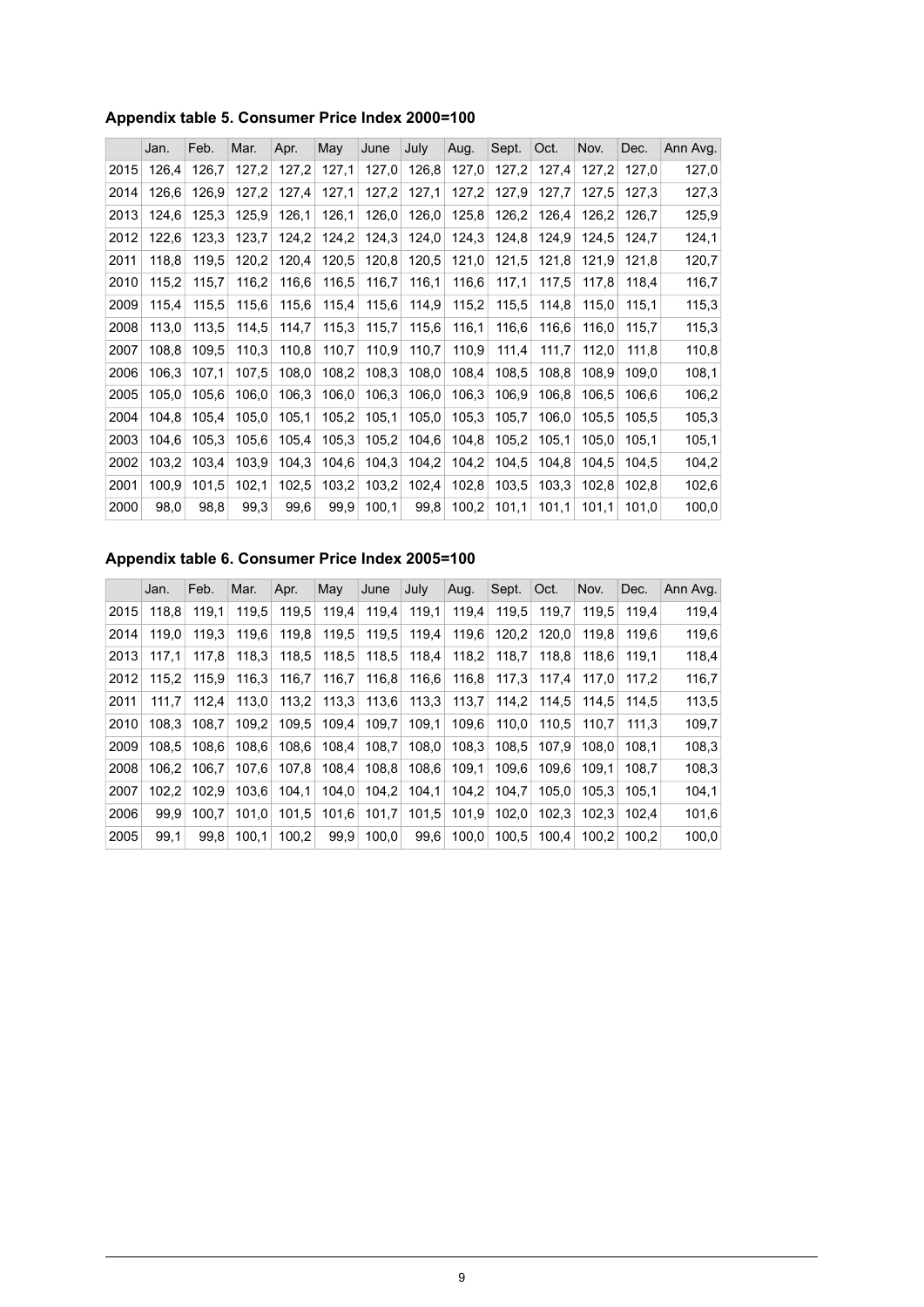### Appendix table 5. Consumer Price Index 2000=100

| | Jan. | Feb. | Mar. | Apr. | May | June | July | Aug. | Sept. | Oct. | Nov. | Dec. | Ann Avg. |
|---|---|---|---|---|---|---|---|---|---|---|---|---|---|
| 2015 | 126,4 | 126,7 | 127,2 | 127,2 | 127,1 | 127,0 | 126,8 | 127,0 | 127,2 | 127,4 | 127,2 | 127,0 | 127,0 |
| 2014 | 126,6 | 126,9 | 127,2 | 127,4 | 127,1 | 127,2 | 127,1 | 127,2 | 127,9 | 127,7 | 127,5 | 127,3 | 127,3 |
| 2013 | 124,6 | 125,3 | 125,9 | 126,1 | 126,1 | 126,0 | 126,0 | 125,8 | 126,2 | 126,4 | 126,2 | 126,7 | 125,9 |
| 2012 | 122,6 | 123,3 | 123,7 | 124,2 | 124,2 | 124,3 | 124,0 | 124,3 | 124,8 | 124,9 | 124,5 | 124,7 | 124,1 |
| 2011 | 118,8 | 119,5 | 120,2 | 120,4 | 120,5 | 120,8 | 120,5 | 121,0 | 121,5 | 121,8 | 121,9 | 121,8 | 120,7 |
| 2010 | 115,2 | 115,7 | 116,2 | 116,6 | 116,5 | 116,7 | 116,1 | 116,6 | 117,1 | 117,5 | 117,8 | 118,4 | 116,7 |
| 2009 | 115,4 | 115,5 | 115,6 | 115,6 | 115,4 | 115,6 | 114,9 | 115,2 | 115,5 | 114,8 | 115,0 | 115,1 | 115,3 |
| 2008 | 113,0 | 113,5 | 114,5 | 114,7 | 115,3 | 115,7 | 115,6 | 116,1 | 116,6 | 116,6 | 116,0 | 115,7 | 115,3 |
| 2007 | 108,8 | 109,5 | 110,3 | 110,8 | 110,7 | 110,9 | 110,7 | 110,9 | 111,4 | 111,7 | 112,0 | 111,8 | 110,8 |
| 2006 | 106,3 | 107,1 | 107,5 | 108,0 | 108,2 | 108,3 | 108,0 | 108,4 | 108,5 | 108,8 | 108,9 | 109,0 | 108,1 |
| 2005 | 105,0 | 105,6 | 106,0 | 106,3 | 106,0 | 106,3 | 106,0 | 106,3 | 106,9 | 106,8 | 106,5 | 106,6 | 106,2 |
| 2004 | 104,8 | 105,4 | 105,0 | 105,1 | 105,2 | 105,1 | 105,0 | 105,3 | 105,7 | 106,0 | 105,5 | 105,5 | 105,3 |
| 2003 | 104,6 | 105,3 | 105,6 | 105,4 | 105,3 | 105,2 | 104,6 | 104,8 | 105,2 | 105,1 | 105,0 | 105,1 | 105,1 |
| 2002 | 103,2 | 103,4 | 103,9 | 104,3 | 104,6 | 104,3 | 104,2 | 104,2 | 104,5 | 104,8 | 104,5 | 104,5 | 104,2 |
| 2001 | 100,9 | 101,5 | 102,1 | 102,5 | 103,2 | 103,2 | 102,4 | 102,8 | 103,5 | 103,3 | 102,8 | 102,8 | 102,6 |
| 2000 | 98,0 | 98,8 | 99,3 | 99,6 | 99,9 | 100,1 | 99,8 | 100,2 | 101,1 | 101,1 | 101,1 | 101,0 | 100,0 |

### Appendix table 6. Consumer Price Index 2005=100

| | Jan. | Feb. | Mar. | Apr. | May | June | July | Aug. | Sept. | Oct. | Nov. | Dec. | Ann Avg. |
|---|---|---|---|---|---|---|---|---|---|---|---|---|---|
| 2015 | 118,8 | 119,1 | 119,5 | 119,5 | 119,4 | 119,4 | 119,1 | 119,4 | 119,5 | 119,7 | 119,5 | 119,4 | 119,4 |
| 2014 | 119,0 | 119,3 | 119,6 | 119,8 | 119,5 | 119,5 | 119,4 | 119,6 | 120,2 | 120,0 | 119,8 | 119,6 | 119,6 |
| 2013 | 117,1 | 117,8 | 118,3 | 118,5 | 118,5 | 118,5 | 118,4 | 118,2 | 118,7 | 118,8 | 118,6 | 119,1 | 118,4 |
| 2012 | 115,2 | 115,9 | 116,3 | 116,7 | 116,7 | 116,8 | 116,6 | 116,8 | 117,3 | 117,4 | 117,0 | 117,2 | 116,7 |
| 2011 | 111,7 | 112,4 | 113,0 | 113,2 | 113,3 | 113,6 | 113,3 | 113,7 | 114,2 | 114,5 | 114,5 | 114,5 | 113,5 |
| 2010 | 108,3 | 108,7 | 109,2 | 109,5 | 109,4 | 109,7 | 109,1 | 109,6 | 110,0 | 110,5 | 110,7 | 111,3 | 109,7 |
| 2009 | 108,5 | 108,6 | 108,6 | 108,6 | 108,4 | 108,7 | 108,0 | 108,3 | 108,5 | 107,9 | 108,0 | 108,1 | 108,3 |
| 2008 | 106,2 | 106,7 | 107,6 | 107,8 | 108,4 | 108,8 | 108,6 | 109,1 | 109,6 | 109,6 | 109,1 | 108,7 | 108,3 |
| 2007 | 102,2 | 102,9 | 103,6 | 104,1 | 104,0 | 104,2 | 104,1 | 104,2 | 104,7 | 105,0 | 105,3 | 105,1 | 104,1 |
| 2006 | 99,9 | 100,7 | 101,0 | 101,5 | 101,6 | 101,7 | 101,5 | 101,9 | 102,0 | 102,3 | 102,3 | 102,4 | 101,6 |
| 2005 | 99,1 | 99,8 | 100,1 | 100,2 | 99,9 | 100,0 | 99,6 | 100,0 | 100,5 | 100,4 | 100,2 | 100,2 | 100,0 |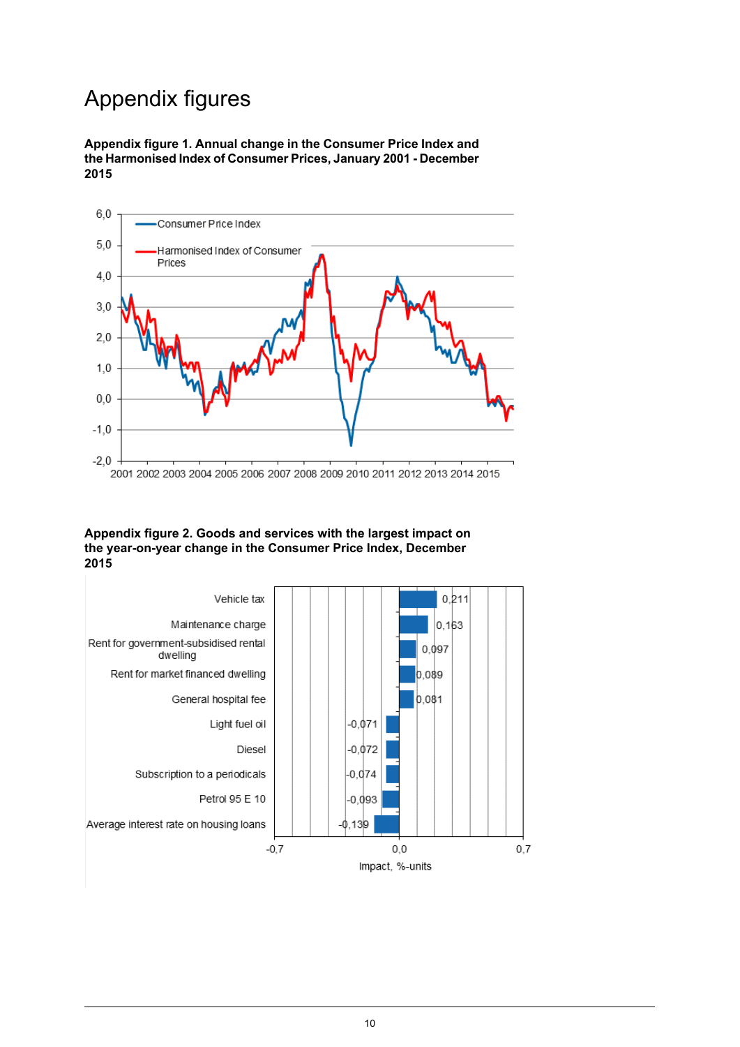# Appendix figures

**Appendix figure 1. Annual change in the Consumer Price Index and the Harmonised Index of Consumer Prices, January 2001 - December 2015**

**Appendix figure 2. Goods and services with the largest impact on the year-on-year change in the Consumer Price Index, December 2015**

| Item | Impact, %-units |
|---|---|
| Vehicle tax | 0,211 |
| Maintenance charge | 0,163 |
| Rent for government-subsidised rental dwelling | 0,097 |
| Rent for market financed dwelling | 0,089 |
| General hospital fee | 0,081 |
| Light fuel oil | -0,071 |
| Diesel | -0,072 |
| Subscription to a periodicals | -0,074 |
| Petrol 95 E 10 | -0,093 |
| Average interest rate on housing loans | -0,139 |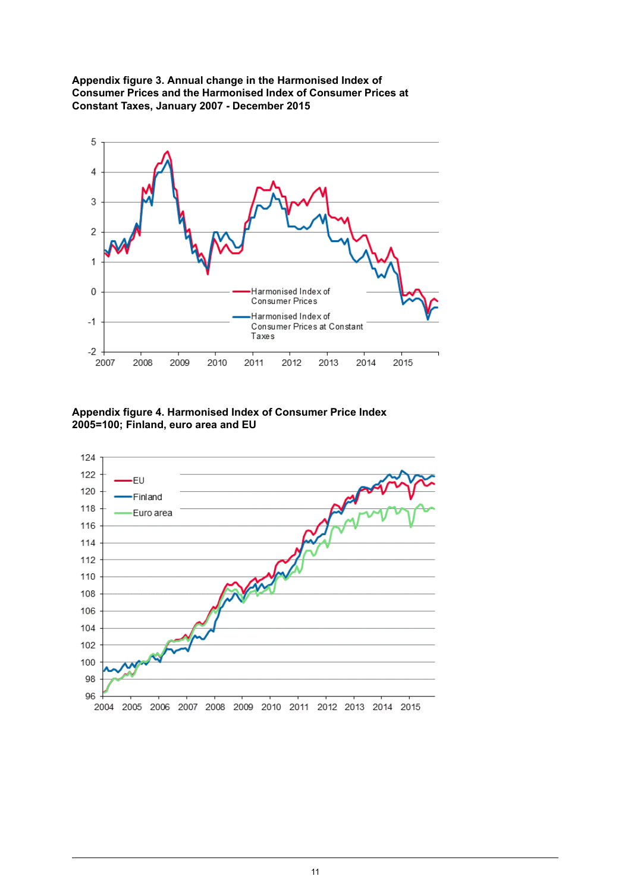**Appendix figure 3. Annual change in the Harmonised Index of Consumer Prices and the Harmonised Index of Consumer Prices at Constant Taxes, January 2007 - December 2015**

**Appendix figure 4. Harmonised Index of Consumer Price Index 2005=100; Finland, euro area and EU**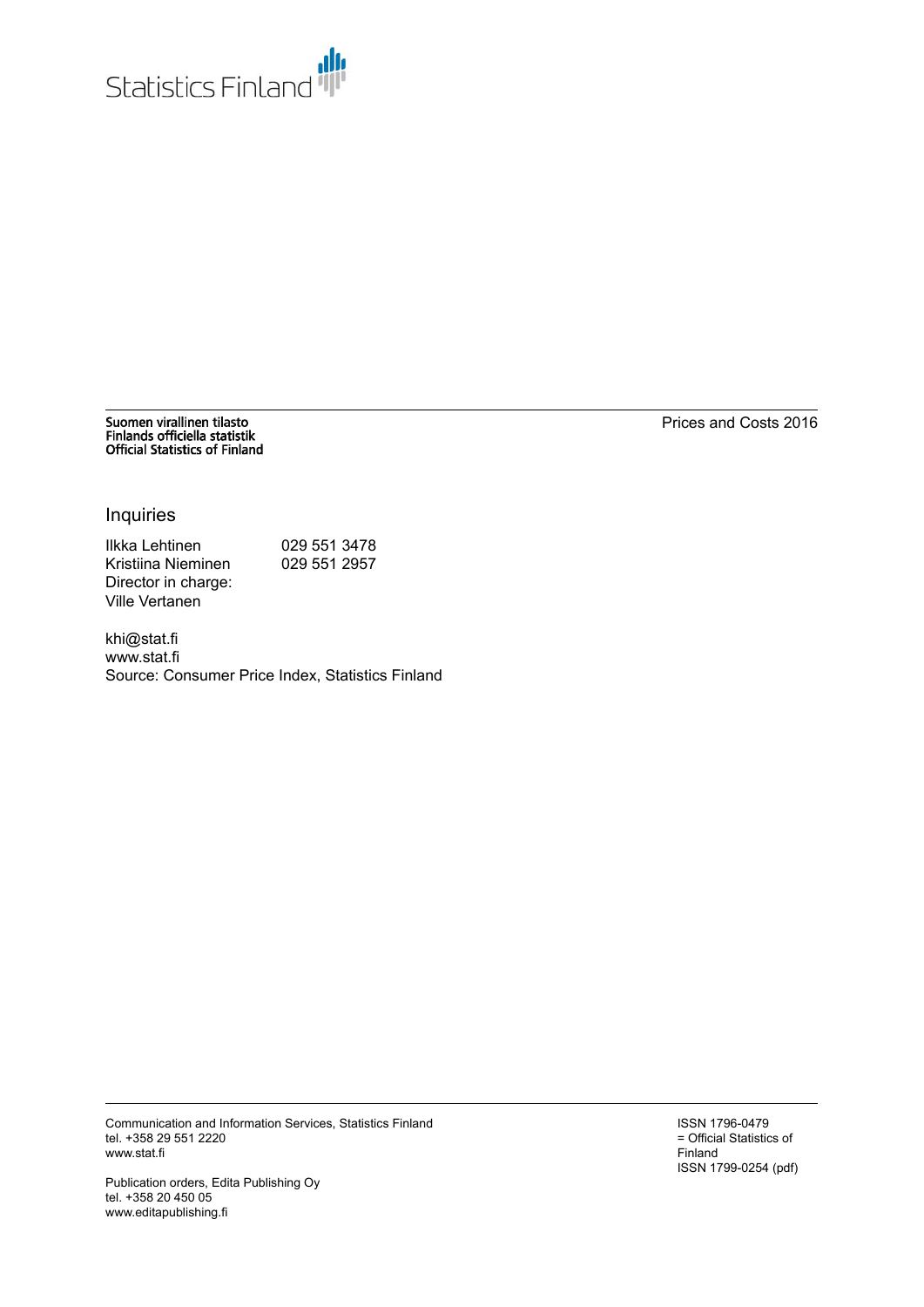Statistics Finland

Suomen virallinen tilasto
Finlands officiella statistik
Official Statistics of Finland

Prices and Costs 2016

## Inquiries

| | |
|---|---|
| Ilkka Lehtinen | 029 551 3478 |
| Kristiina Nieminen | 029 551 2957 |
| Director in charge: | |
| Ville Vertanen | |

khi@stat.fi
www.stat.fi
Source: Consumer Price Index, Statistics Finland

Communication and Information Services, Statistics Finland
tel. +358 29 551 2220
www.stat.fi

Publication orders, Edita Publishing Oy
tel. +358 20 450 05
www.editapublishing.fi

ISSN 1796-0479
= Official Statistics of Finland
ISSN 1799-0254 (pdf)